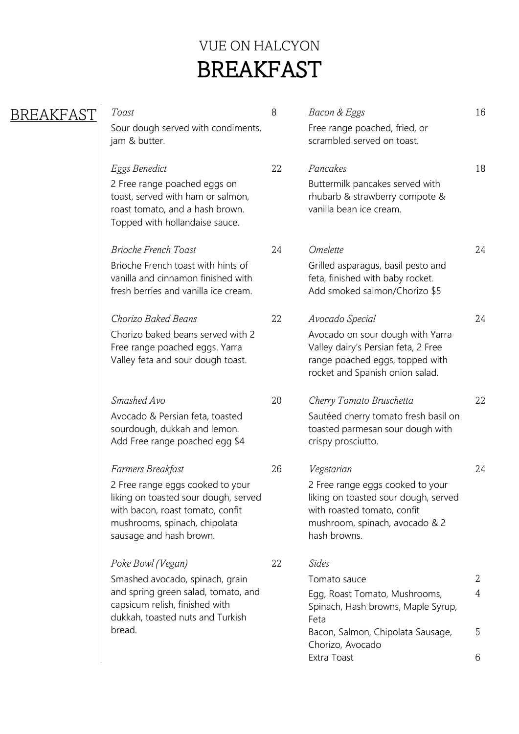# VUE ON HALCYON

# BREAKFAST

## BREAKFAST

*Toast* — 8
Sour dough served with condiments, jam & butter.

*Eggs Benedict* — 22
2 Free range poached eggs on toast, served with ham or salmon, roast tomato, and a hash brown. Topped with hollandaise sauce.

*Brioche French Toast* — 24
Brioche French toast with hints of vanilla and cinnamon finished with fresh berries and vanilla ice cream.

*Chorizo Baked Beans* — 22
Chorizo baked beans served with 2 Free range poached eggs. Yarra Valley feta and sour dough toast.

*Smashed Avo* — 20
Avocado & Persian feta, toasted sourdough, dukkah and lemon.
Add Free range poached egg $4

*Farmers Breakfast* — 26
2 Free range eggs cooked to your liking on toasted sour dough, served with bacon, roast tomato, confit mushrooms, spinach, chipolata sausage and hash brown.

*Poke Bowl (Vegan)* — 22
Smashed avocado, spinach, grain and spring green salad, tomato, and capsicum relish, finished with dukkah, toasted nuts and Turkish bread.

*Bacon & Eggs* — 16
Free range poached, fried, or scrambled served on toast.

*Pancakes* — 18
Buttermilk pancakes served with rhubarb & strawberry compote & vanilla bean ice cream.

*Omelette* — 24
Grilled asparagus, basil pesto and feta, finished with baby rocket.
Add smoked salmon/Chorizo $5

*Avocado Special* — 24
Avocado on sour dough with Yarra Valley dairy's Persian feta, 2 Free range poached eggs, topped with rocket and Spanish onion salad.

*Cherry Tomato Bruschetta* — 22
Sautéed cherry tomato fresh basil on toasted parmesan sour dough with crispy prosciutto.

*Vegetarian* — 24
2 Free range eggs cooked to your liking on toasted sour dough, served with roasted tomato, confit mushroom, spinach, avocado & 2 hash browns.

*Sides*

| Item | Price |
| --- | --- |
| Tomato sauce | 2 |
| Egg, Roast Tomato, Mushrooms, Spinach, Hash browns, Maple Syrup, Feta | 4 |
| Bacon, Salmon, Chipolata Sausage, Chorizo, Avocado | 5 |
| Extra Toast | 6 |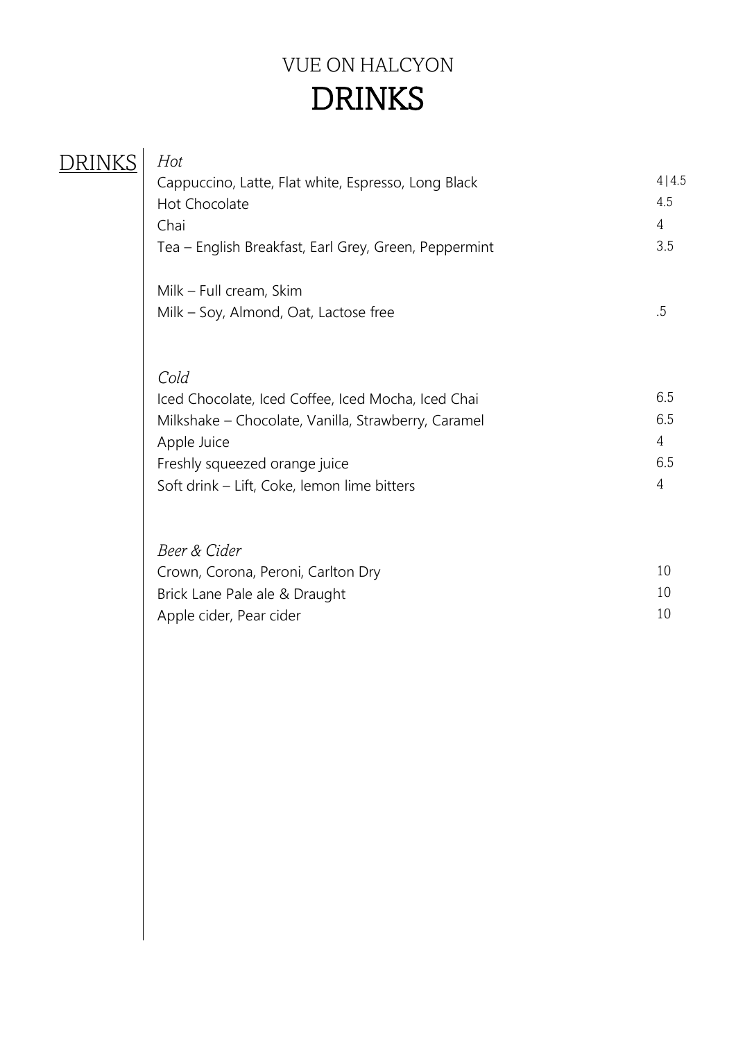# VUE ON HALCYON

# DRINKS

## DRINKS

### *Hot*

| Item | Price |
| --- | --- |
| Cappuccino, Latte, Flat white, Espresso, Long Black | 4\|4.5 |
| Hot Chocolate | 4.5 |
| Chai | 4 |
| Tea – English Breakfast, Earl Grey, Green, Peppermint | 3.5 |
| Milk – Full cream, Skim | |
| Milk – Soy, Almond, Oat, Lactose free | .5 |

### *Cold*

| Item | Price |
| --- | --- |
| Iced Chocolate, Iced Coffee, Iced Mocha, Iced Chai | 6.5 |
| Milkshake – Chocolate, Vanilla, Strawberry, Caramel | 6.5 |
| Apple Juice | 4 |
| Freshly squeezed orange juice | 6.5 |
| Soft drink – Lift, Coke, lemon lime bitters | 4 |

### *Beer & Cider*

| Item | Price |
| --- | --- |
| Crown, Corona, Peroni, Carlton Dry | 10 |
| Brick Lane Pale ale & Draught | 10 |
| Apple cider, Pear cider | 10 |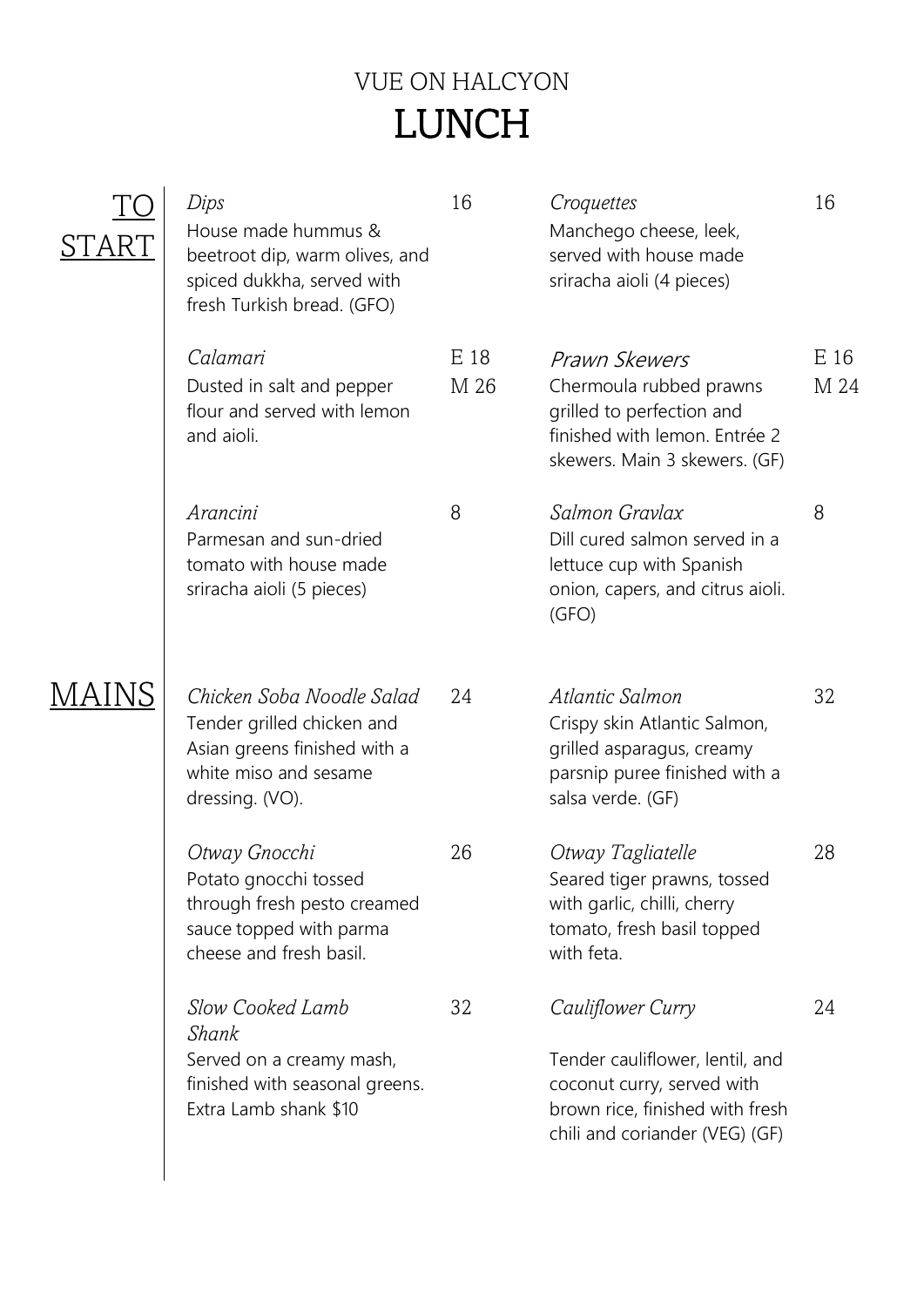VUE ON HALCYON

# LUNCH

## TO START

*Dips* — 16
House made hummus & beetroot dip, warm olives, and spiced dukkha, served with fresh Turkish bread. (GFO)

*Croquettes* — 16
Manchego cheese, leek, served with house made sriracha aioli (4 pieces)

*Calamari* — E 18 / M 26
Dusted in salt and pepper flour and served with lemon and aioli.

*Prawn Skewers* — E 16 / M 24
Chermoula rubbed prawns grilled to perfection and finished with lemon. Entrée 2 skewers. Main 3 skewers. (GF)

*Arancini* — 8
Parmesan and sun-dried tomato with house made sriracha aioli (5 pieces)

*Salmon Gravlax* — 8
Dill cured salmon served in a lettuce cup with Spanish onion, capers, and citrus aioli. (GFO)

## MAINS

*Chicken Soba Noodle Salad* — 24
Tender grilled chicken and Asian greens finished with a white miso and sesame dressing. (VO).

*Atlantic Salmon* — 32
Crispy skin Atlantic Salmon, grilled asparagus, creamy parsnip puree finished with a salsa verde. (GF)

*Otway Gnocchi* — 26
Potato gnocchi tossed through fresh pesto creamed sauce topped with parma cheese and fresh basil.

*Otway Tagliatelle* — 28
Seared tiger prawns, tossed with garlic, chilli, cherry tomato, fresh basil topped with feta.

*Slow Cooked Lamb Shank* — 32
Served on a creamy mash, finished with seasonal greens. Extra Lamb shank $10

*Cauliflower Curry* — 24
Tender cauliflower, lentil, and coconut curry, served with brown rice, finished with fresh chili and coriander (VEG) (GF)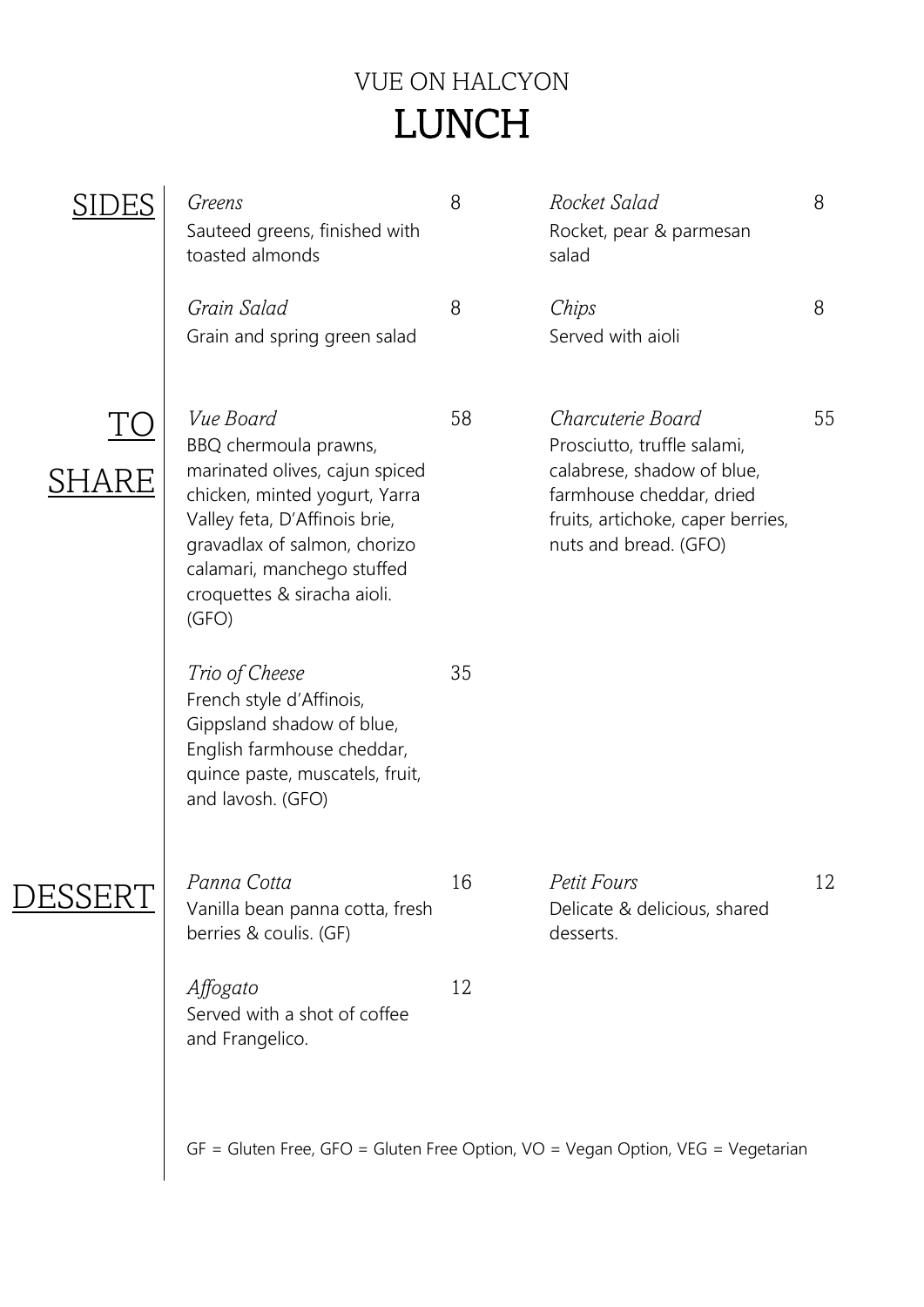# VUE ON HALCYON

# LUNCH

## SIDES

*Greens* 8
Sauteed greens, finished with toasted almonds

*Grain Salad* 8
Grain and spring green salad

*Rocket Salad* 8
Rocket, pear & parmesan salad

*Chips* 8
Served with aioli

## TO SHARE

*Vue Board* 58
BBQ chermoula prawns, marinated olives, cajun spiced chicken, minted yogurt, Yarra Valley feta, D'Affinois brie, gravadlax of salmon, chorizo calamari, manchego stuffed croquettes & siracha aioli. (GFO)

*Trio of Cheese* 35
French style d'Affinois, Gippsland shadow of blue, English farmhouse cheddar, quince paste, muscatels, fruit, and lavosh. (GFO)

*Charcuterie Board* 55
Prosciutto, truffle salami, calabrese, shadow of blue, farmhouse cheddar, dried fruits, artichoke, caper berries, nuts and bread. (GFO)

## DESSERT

*Panna Cotta* 16
Vanilla bean panna cotta, fresh berries & coulis. (GF)

*Affogato* 12
Served with a shot of coffee and Frangelico.

*Petit Fours* 12
Delicate & delicious, shared desserts.

GF = Gluten Free, GFO = Gluten Free Option, VO = Vegan Option, VEG = Vegetarian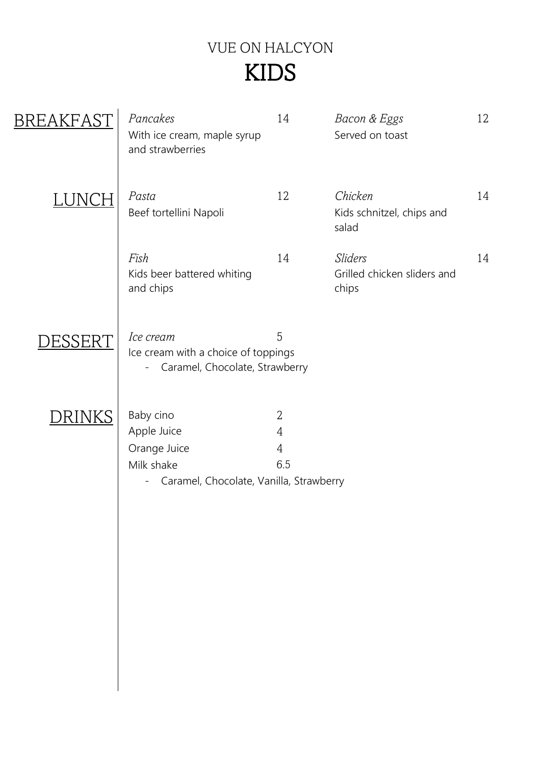VUE ON HALCYON

# KIDS

## BREAKFAST

*Pancakes* 14
With ice cream, maple syrup and strawberries

*Bacon & Eggs* 12
Served on toast

## LUNCH

*Pasta* 12
Beef tortellini Napoli

*Chicken* 14
Kids schnitzel, chips and salad

*Fish* 14
Kids beer battered whiting and chips

*Sliders* 14
Grilled chicken sliders and chips

## DESSERT

*Ice cream* 5
Ice cream with a choice of toppings
- Caramel, Chocolate, Strawberry

## DRINKS

Baby cino 2
Apple Juice 4
Orange Juice 4
Milk shake 6.5
- Caramel, Chocolate, Vanilla, Strawberry